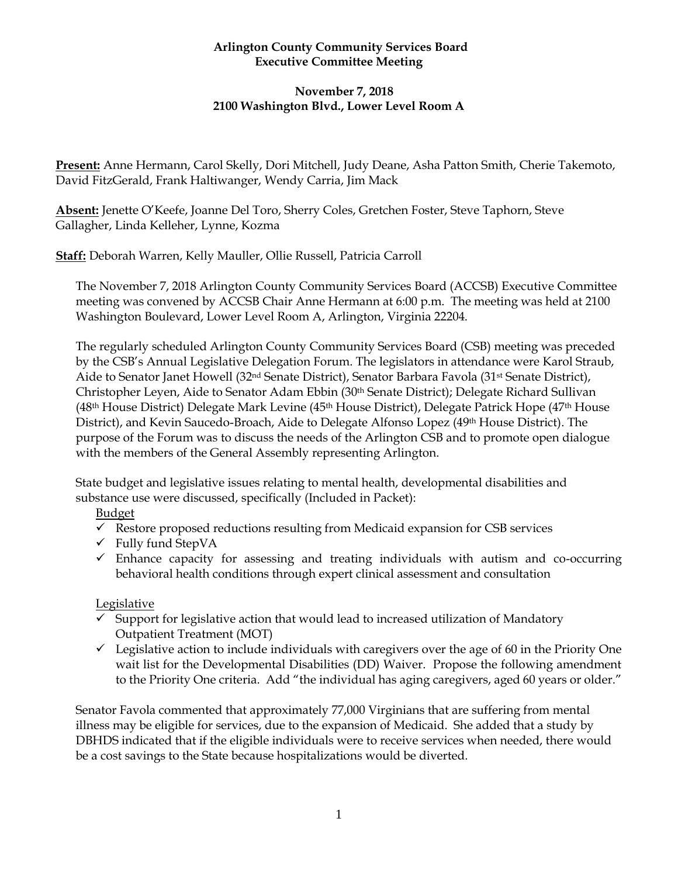**Arlington County Community Services Board**
**Executive Committee Meeting**

**November 7, 2018**
**2100 Washington Blvd., Lower Level Room A**

**Present:** Anne Hermann, Carol Skelly, Dori Mitchell, Judy Deane, Asha Patton Smith, Cherie Takemoto, David FitzGerald, Frank Haltiwanger, Wendy Carria, Jim Mack

**Absent:** Jenette O'Keefe, Joanne Del Toro, Sherry Coles, Gretchen Foster, Steve Taphorn, Steve Gallagher, Linda Kelleher, Lynne, Kozma

**Staff:** Deborah Warren, Kelly Mauller, Ollie Russell, Patricia Carroll

The November 7, 2018 Arlington County Community Services Board (ACCSB) Executive Committee meeting was convened by ACCSB Chair Anne Hermann at 6:00 p.m. The meeting was held at 2100 Washington Boulevard, Lower Level Room A, Arlington, Virginia 22204.

The regularly scheduled Arlington County Community Services Board (CSB) meeting was preceded by the CSB's Annual Legislative Delegation Forum. The legislators in attendance were Karol Straub, Aide to Senator Janet Howell (32nd Senate District), Senator Barbara Favola (31st Senate District), Christopher Leyen, Aide to Senator Adam Ebbin (30th Senate District); Delegate Richard Sullivan (48th House District) Delegate Mark Levine (45th House District), Delegate Patrick Hope (47th House District), and Kevin Saucedo-Broach, Aide to Delegate Alfonso Lopez (49th House District). The purpose of the Forum was to discuss the needs of the Arlington CSB and to promote open dialogue with the members of the General Assembly representing Arlington.

State budget and legislative issues relating to mental health, developmental disabilities and substance use were discussed, specifically (Included in Packet):

Budget

- ✓ Restore proposed reductions resulting from Medicaid expansion for CSB services
- ✓ Fully fund StepVA
- ✓ Enhance capacity for assessing and treating individuals with autism and co-occurring behavioral health conditions through expert clinical assessment and consultation

Legislative

- ✓ Support for legislative action that would lead to increased utilization of Mandatory Outpatient Treatment (MOT)
- ✓ Legislative action to include individuals with caregivers over the age of 60 in the Priority One wait list for the Developmental Disabilities (DD) Waiver. Propose the following amendment to the Priority One criteria. Add "the individual has aging caregivers, aged 60 years or older."

Senator Favola commented that approximately 77,000 Virginians that are suffering from mental illness may be eligible for services, due to the expansion of Medicaid. She added that a study by DBHDS indicated that if the eligible individuals were to receive services when needed, there would be a cost savings to the State because hospitalizations would be diverted.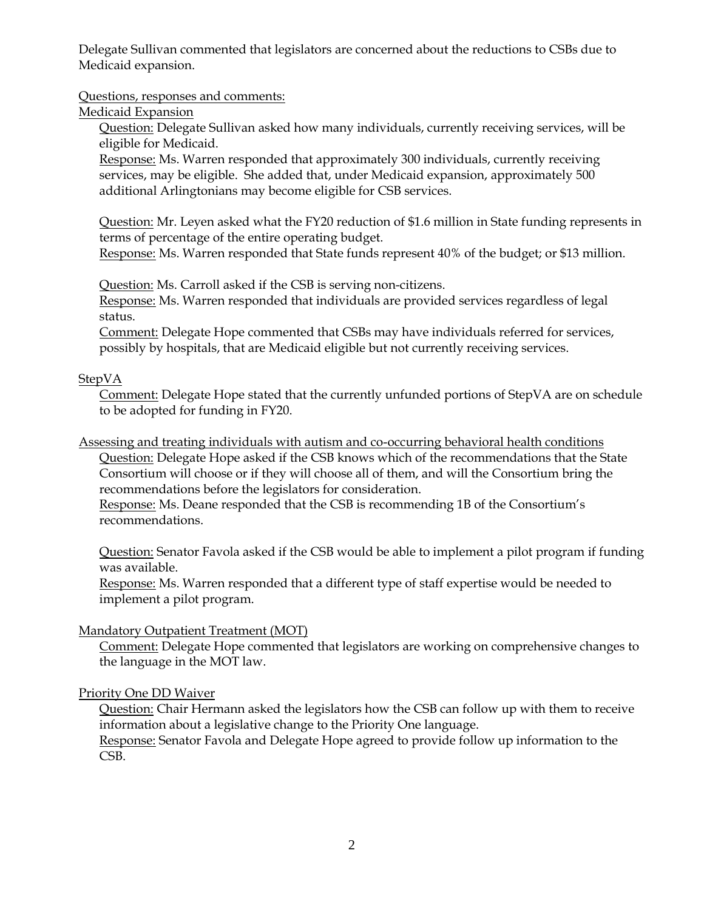Delegate Sullivan commented that legislators are concerned about the reductions to CSBs due to Medicaid expansion.

Questions, responses and comments:

Medicaid Expansion

Question: Delegate Sullivan asked how many individuals, currently receiving services, will be eligible for Medicaid.

Response: Ms. Warren responded that approximately 300 individuals, currently receiving services, may be eligible. She added that, under Medicaid expansion, approximately 500 additional Arlingtonians may become eligible for CSB services.

Question: Mr. Leyen asked what the FY20 reduction of $1.6 million in State funding represents in terms of percentage of the entire operating budget.

Response: Ms. Warren responded that State funds represent 40% of the budget; or $13 million.

Question: Ms. Carroll asked if the CSB is serving non-citizens.

Response: Ms. Warren responded that individuals are provided services regardless of legal status.

Comment: Delegate Hope commented that CSBs may have individuals referred for services, possibly by hospitals, that are Medicaid eligible but not currently receiving services.

StepVA

Comment: Delegate Hope stated that the currently unfunded portions of StepVA are on schedule to be adopted for funding in FY20.

Assessing and treating individuals with autism and co-occurring behavioral health conditions

Question: Delegate Hope asked if the CSB knows which of the recommendations that the State Consortium will choose or if they will choose all of them, and will the Consortium bring the recommendations before the legislators for consideration.

Response: Ms. Deane responded that the CSB is recommending 1B of the Consortium's recommendations.

Question: Senator Favola asked if the CSB would be able to implement a pilot program if funding was available.

Response: Ms. Warren responded that a different type of staff expertise would be needed to implement a pilot program.

Mandatory Outpatient Treatment (MOT)

Comment: Delegate Hope commented that legislators are working on comprehensive changes to the language in the MOT law.

Priority One DD Waiver

Question: Chair Hermann asked the legislators how the CSB can follow up with them to receive information about a legislative change to the Priority One language.

Response: Senator Favola and Delegate Hope agreed to provide follow up information to the CSB.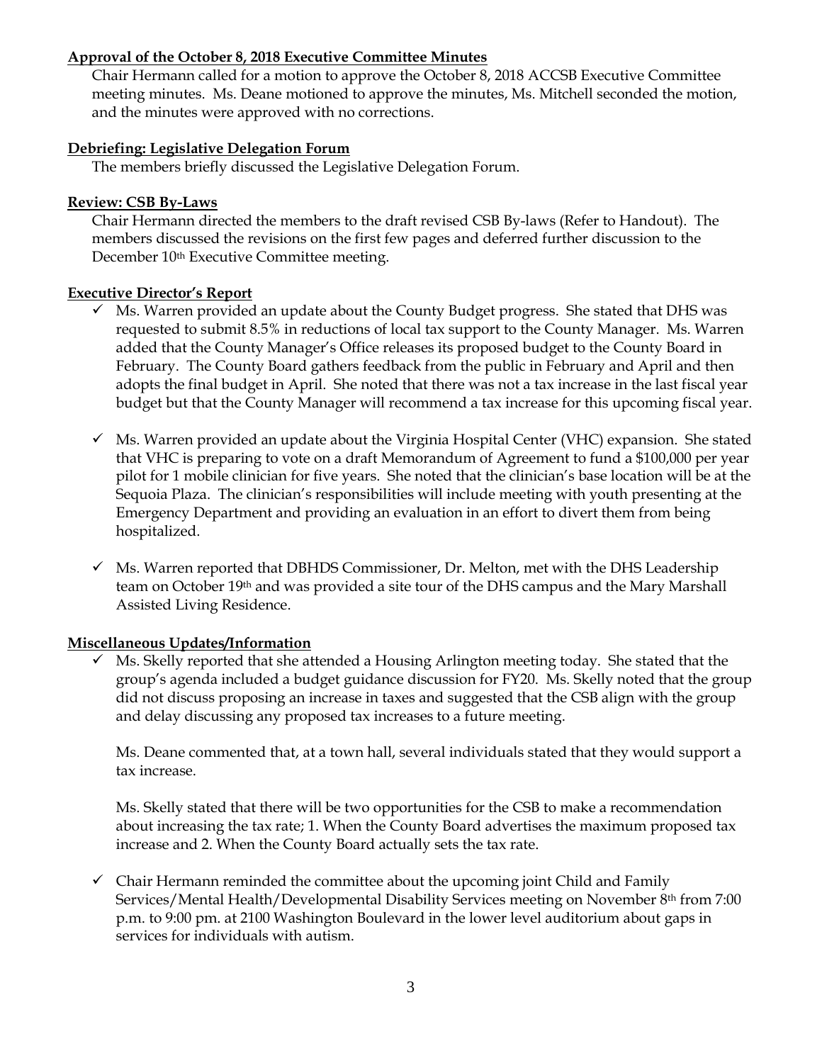**Approval of the October 8, 2018 Executive Committee Minutes**

Chair Hermann called for a motion to approve the October 8, 2018 ACCSB Executive Committee meeting minutes. Ms. Deane motioned to approve the minutes, Ms. Mitchell seconded the motion, and the minutes were approved with no corrections.

**Debriefing: Legislative Delegation Forum**

The members briefly discussed the Legislative Delegation Forum.

**Review: CSB By-Laws**

Chair Hermann directed the members to the draft revised CSB By-laws (Refer to Handout). The members discussed the revisions on the first few pages and deferred further discussion to the December 10th Executive Committee meeting.

**Executive Director's Report**

- ✓ Ms. Warren provided an update about the County Budget progress. She stated that DHS was requested to submit 8.5% in reductions of local tax support to the County Manager. Ms. Warren added that the County Manager's Office releases its proposed budget to the County Board in February. The County Board gathers feedback from the public in February and April and then adopts the final budget in April. She noted that there was not a tax increase in the last fiscal year budget but that the County Manager will recommend a tax increase for this upcoming fiscal year.

- ✓ Ms. Warren provided an update about the Virginia Hospital Center (VHC) expansion. She stated that VHC is preparing to vote on a draft Memorandum of Agreement to fund a $100,000 per year pilot for 1 mobile clinician for five years. She noted that the clinician's base location will be at the Sequoia Plaza. The clinician's responsibilities will include meeting with youth presenting at the Emergency Department and providing an evaluation in an effort to divert them from being hospitalized.

- ✓ Ms. Warren reported that DBHDS Commissioner, Dr. Melton, met with the DHS Leadership team on October 19th and was provided a site tour of the DHS campus and the Mary Marshall Assisted Living Residence.

**Miscellaneous Updates/Information**

- ✓ Ms. Skelly reported that she attended a Housing Arlington meeting today. She stated that the group's agenda included a budget guidance discussion for FY20. Ms. Skelly noted that the group did not discuss proposing an increase in taxes and suggested that the CSB align with the group and delay discussing any proposed tax increases to a future meeting.

  Ms. Deane commented that, at a town hall, several individuals stated that they would support a tax increase.

  Ms. Skelly stated that there will be two opportunities for the CSB to make a recommendation about increasing the tax rate; 1. When the County Board advertises the maximum proposed tax increase and 2. When the County Board actually sets the tax rate.

- ✓ Chair Hermann reminded the committee about the upcoming joint Child and Family Services/Mental Health/Developmental Disability Services meeting on November 8th from 7:00 p.m. to 9:00 pm. at 2100 Washington Boulevard in the lower level auditorium about gaps in services for individuals with autism.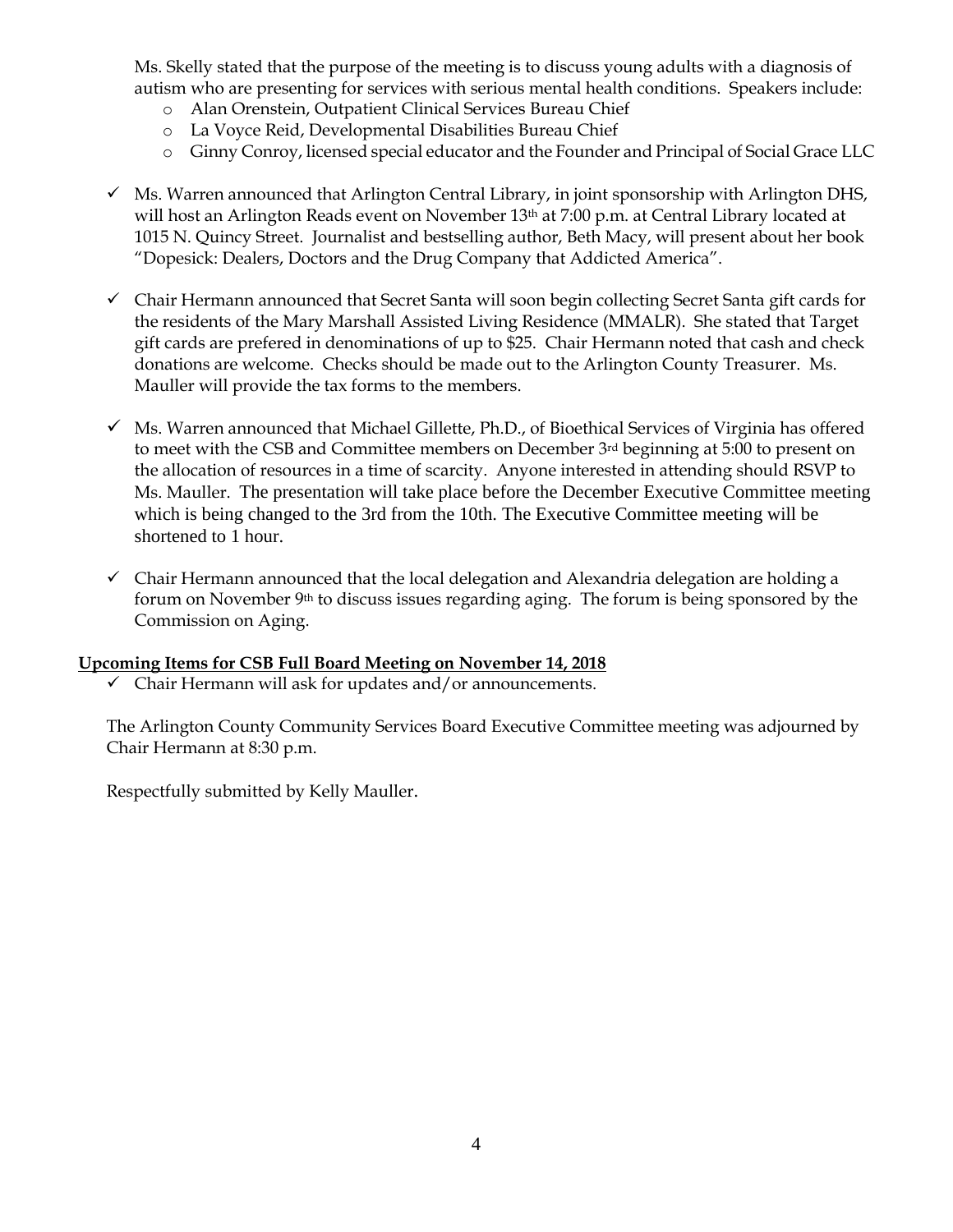Ms. Skelly stated that the purpose of the meeting is to discuss young adults with a diagnosis of autism who are presenting for services with serious mental health conditions. Speakers include:

- Alan Orenstein, Outpatient Clinical Services Bureau Chief
- La Voyce Reid, Developmental Disabilities Bureau Chief
- Ginny Conroy, licensed special educator and the Founder and Principal of Social Grace LLC

- ✓ Ms. Warren announced that Arlington Central Library, in joint sponsorship with Arlington DHS, will host an Arlington Reads event on November 13th at 7:00 p.m. at Central Library located at 1015 N. Quincy Street. Journalist and bestselling author, Beth Macy, will present about her book "Dopesick: Dealers, Doctors and the Drug Company that Addicted America".

- ✓ Chair Hermann announced that Secret Santa will soon begin collecting Secret Santa gift cards for the residents of the Mary Marshall Assisted Living Residence (MMALR). She stated that Target gift cards are prefered in denominations of up to $25. Chair Hermann noted that cash and check donations are welcome. Checks should be made out to the Arlington County Treasurer. Ms. Mauller will provide the tax forms to the members.

- ✓ Ms. Warren announced that Michael Gillette, Ph.D., of Bioethical Services of Virginia has offered to meet with the CSB and Committee members on December 3rd beginning at 5:00 to present on the allocation of resources in a time of scarcity. Anyone interested in attending should RSVP to Ms. Mauller. The presentation will take place before the December Executive Committee meeting which is being changed to the 3rd from the 10th. The Executive Committee meeting will be shortened to 1 hour.

- ✓ Chair Hermann announced that the local delegation and Alexandria delegation are holding a forum on November 9th to discuss issues regarding aging. The forum is being sponsored by the Commission on Aging.

**Upcoming Items for CSB Full Board Meeting on November 14, 2018**

- ✓ Chair Hermann will ask for updates and/or announcements.

The Arlington County Community Services Board Executive Committee meeting was adjourned by Chair Hermann at 8:30 p.m.

Respectfully submitted by Kelly Mauller.